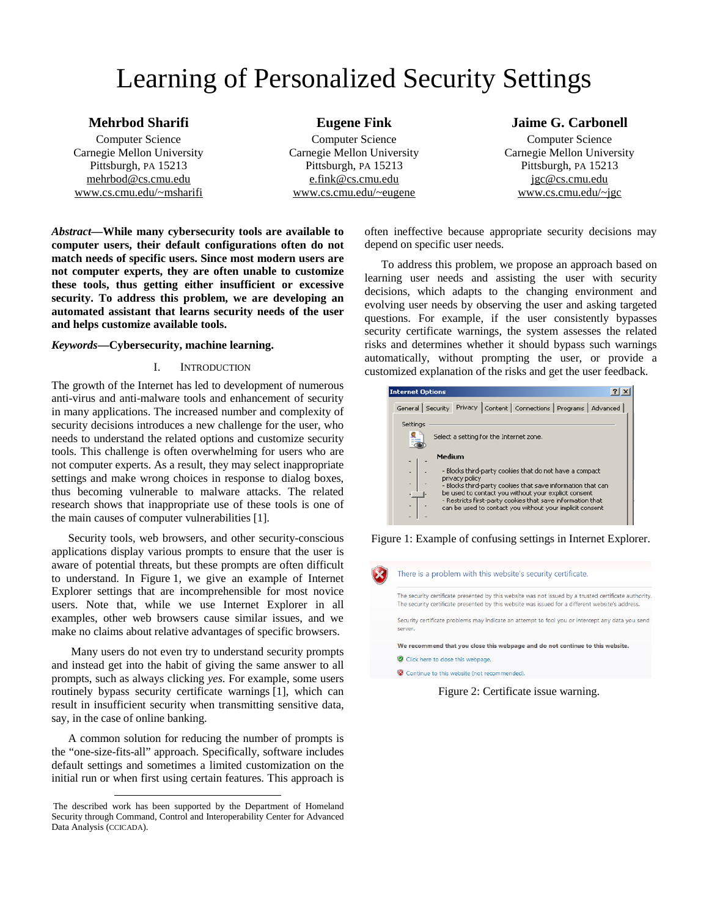# Learning of Personalized Security Settings

**Mehrbod Sharifi**
Computer Science
Carnegie Mellon University
Pittsburgh, PA 15213
mehrbod@cs.cmu.edu
www.cs.cmu.edu/~msharifi

**Eugene Fink**
Computer Science
Carnegie Mellon University
Pittsburgh, PA 15213
e.fink@cs.cmu.edu
www.cs.cmu.edu/~eugene

**Jaime G. Carbonell**
Computer Science
Carnegie Mellon University
Pittsburgh, PA 15213
jgc@cs.cmu.edu
www.cs.cmu.edu/~jgc

***Abstract*—While many cybersecurity tools are available to computer users, their default configurations often do not match needs of specific users. Since most modern users are not computer experts, they are often unable to customize these tools, thus getting either insufficient or excessive security. To address this problem, we are developing an automated assistant that learns security needs of the user and helps customize available tools.**

***Keywords*—Cybersecurity, machine learning.**

## I. Introduction

The growth of the Internet has led to development of numerous anti-virus and anti-malware tools and enhancement of security in many applications. The increased number and complexity of security decisions introduces a new challenge for the user, who needs to understand the related options and customize security tools. This challenge is often overwhelming for users who are not computer experts. As a result, they may select inappropriate settings and make wrong choices in response to dialog boxes, thus becoming vulnerable to malware attacks. The related research shows that inappropriate use of these tools is one of the main causes of computer vulnerabilities [1].

Security tools, web browsers, and other security-conscious applications display various prompts to ensure that the user is aware of potential threats, but these prompts are often difficult to understand. In Figure 1, we give an example of Internet Explorer settings that are incomprehensible for most novice users. Note that, while we use Internet Explorer in all examples, other web browsers cause similar issues, and we make no claims about relative advantages of specific browsers.

Many users do not even try to understand security prompts and instead get into the habit of giving the same answer to all prompts, such as always clicking *yes*. For example, some users routinely bypass security certificate warnings [1], which can result in insufficient security when transmitting sensitive data, say, in the case of online banking.

A common solution for reducing the number of prompts is the "one-size-fits-all" approach. Specifically, software includes default settings and sometimes a limited customization on the initial run or when first using certain features. This approach is often ineffective because appropriate security decisions may depend on specific user needs.

To address this problem, we propose an approach based on learning user needs and assisting the user with security decisions, which adapts to the changing environment and evolving user needs by observing the user and asking targeted questions. For example, if the user consistently bypasses security certificate warnings, the system assesses the related risks and determines whether it should bypass such warnings automatically, without prompting the user, or provide a customized explanation of the risks and get the user feedback.

Figure 1: Example of confusing settings in Internet Explorer.

Figure 2: Certificate issue warning.

The described work has been supported by the Department of Homeland Security through Command, Control and Interoperability Center for Advanced Data Analysis (CCICADA).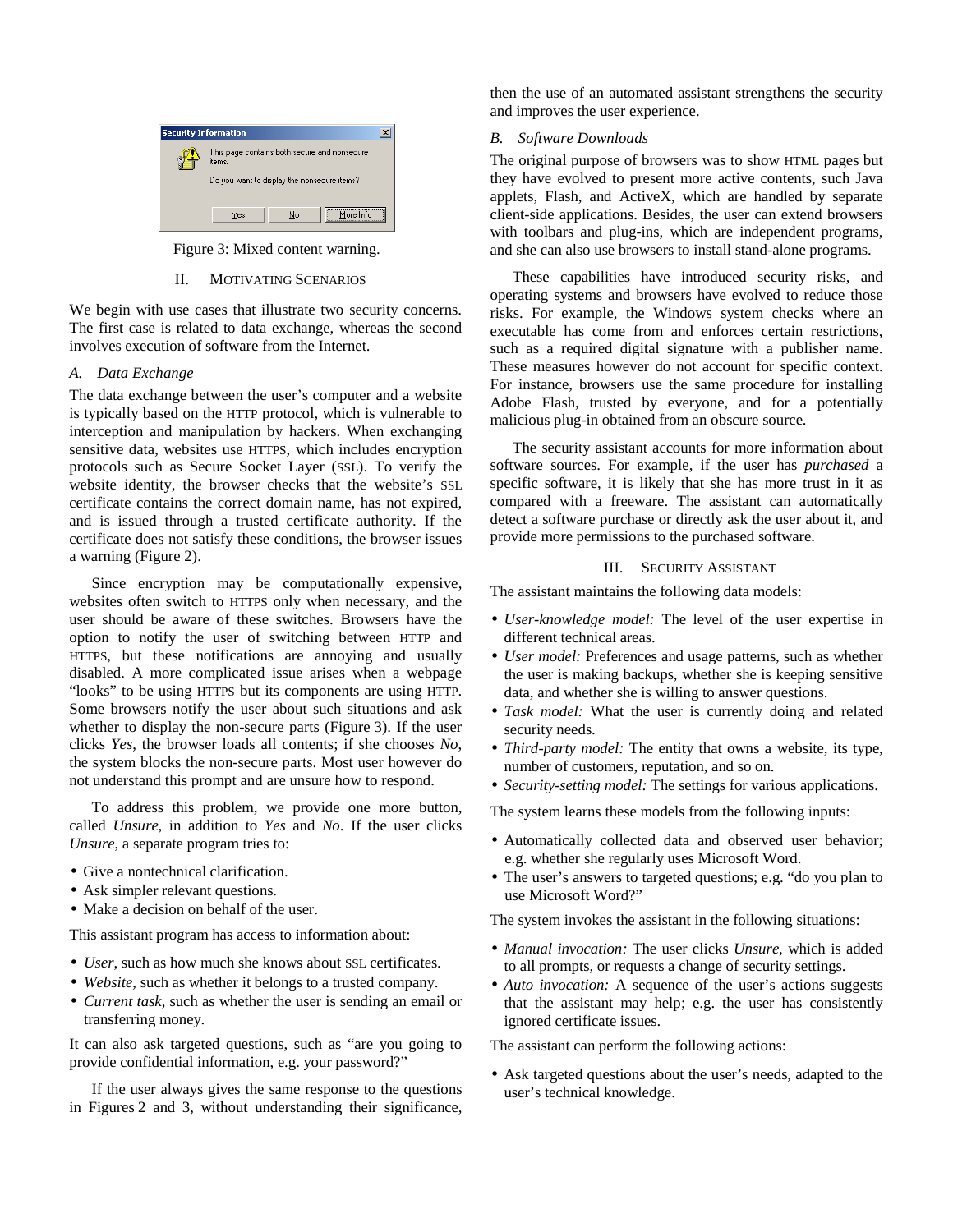Figure 3: Mixed content warning.

## II. Motivating Scenarios

We begin with use cases that illustrate two security concerns. The first case is related to data exchange, whereas the second involves execution of software from the Internet.

### A. Data Exchange

The data exchange between the user's computer and a website is typically based on the HTTP protocol, which is vulnerable to interception and manipulation by hackers. When exchanging sensitive data, websites use HTTPS, which includes encryption protocols such as Secure Socket Layer (SSL). To verify the website identity, the browser checks that the website's SSL certificate contains the correct domain name, has not expired, and is issued through a trusted certificate authority. If the certificate does not satisfy these conditions, the browser issues a warning (Figure 2).

Since encryption may be computationally expensive, websites often switch to HTTPS only when necessary, and the user should be aware of these switches. Browsers have the option to notify the user of switching between HTTP and HTTPS, but these notifications are annoying and usually disabled. A more complicated issue arises when a webpage "looks" to be using HTTPS but its components are using HTTP. Some browsers notify the user about such situations and ask whether to display the non-secure parts (Figure 3). If the user clicks *Yes*, the browser loads all contents; if she chooses *No*, the system blocks the non-secure parts. Most user however do not understand this prompt and are unsure how to respond.

To address this problem, we provide one more button, called *Unsure*, in addition to *Yes* and *No*. If the user clicks *Unsure*, a separate program tries to:

- Give a nontechnical clarification.
- Ask simpler relevant questions.
- Make a decision on behalf of the user.

This assistant program has access to information about:

- *User*, such as how much she knows about SSL certificates.
- *Website*, such as whether it belongs to a trusted company.
- *Current task*, such as whether the user is sending an email or transferring money.

It can also ask targeted questions, such as "are you going to provide confidential information, e.g. your password?"

If the user always gives the same response to the questions in Figures 2 and 3, without understanding their significance, then the use of an automated assistant strengthens the security and improves the user experience.

### B. Software Downloads

The original purpose of browsers was to show HTML pages but they have evolved to present more active contents, such Java applets, Flash, and ActiveX, which are handled by separate client-side applications. Besides, the user can extend browsers with toolbars and plug-ins, which are independent programs, and she can also use browsers to install stand-alone programs.

These capabilities have introduced security risks, and operating systems and browsers have evolved to reduce those risks. For example, the Windows system checks where an executable has come from and enforces certain restrictions, such as a required digital signature with a publisher name. These measures however do not account for specific context. For instance, browsers use the same procedure for installing Adobe Flash, trusted by everyone, and for a potentially malicious plug-in obtained from an obscure source.

The security assistant accounts for more information about software sources. For example, if the user has *purchased* a specific software, it is likely that she has more trust in it as compared with a freeware. The assistant can automatically detect a software purchase or directly ask the user about it, and provide more permissions to the purchased software.

## III. Security Assistant

The assistant maintains the following data models:

- *User-knowledge model:* The level of the user expertise in different technical areas.
- *User model:* Preferences and usage patterns, such as whether the user is making backups, whether she is keeping sensitive data, and whether she is willing to answer questions.
- *Task model:* What the user is currently doing and related security needs.
- *Third-party model:* The entity that owns a website, its type, number of customers, reputation, and so on.
- *Security-setting model:* The settings for various applications.

The system learns these models from the following inputs:

- Automatically collected data and observed user behavior; e.g. whether she regularly uses Microsoft Word.
- The user's answers to targeted questions; e.g. "do you plan to use Microsoft Word?"

The system invokes the assistant in the following situations:

- *Manual invocation:* The user clicks *Unsure*, which is added to all prompts, or requests a change of security settings.
- *Auto invocation:* A sequence of the user's actions suggests that the assistant may help; e.g. the user has consistently ignored certificate issues.

The assistant can perform the following actions:

- Ask targeted questions about the user's needs, adapted to the user's technical knowledge.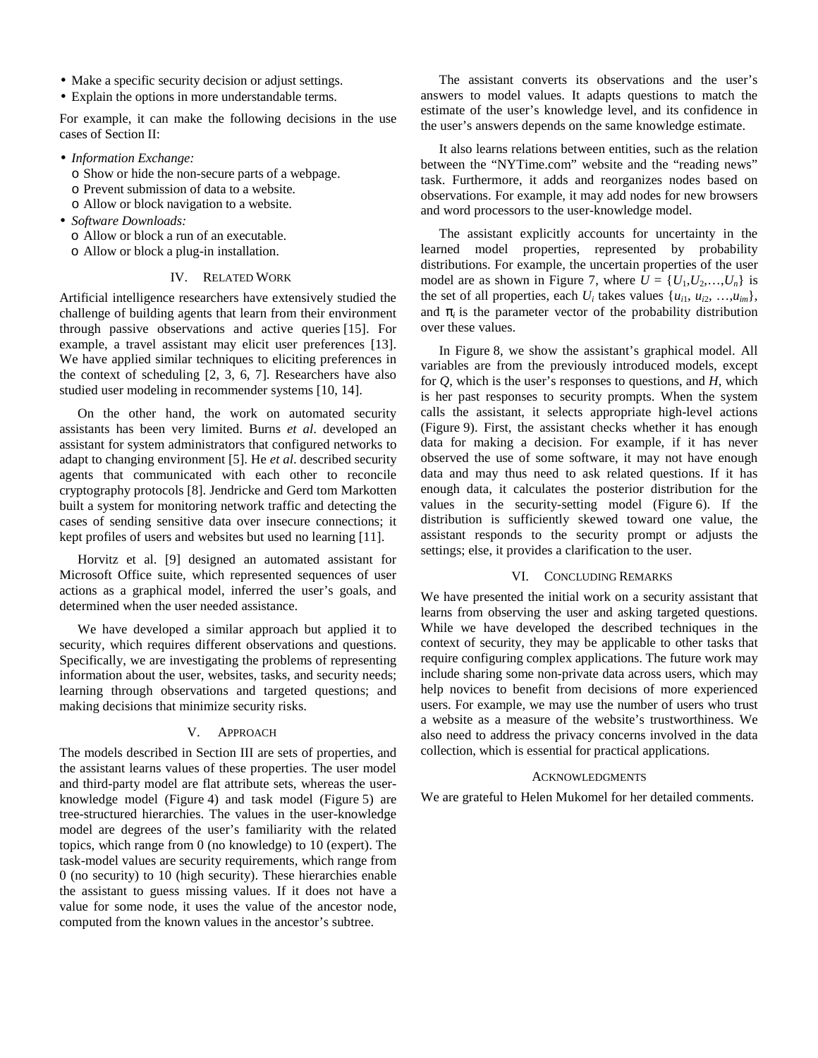- Make a specific security decision or adjust settings.
- Explain the options in more understandable terms.

For example, it can make the following decisions in the use cases of Section II:

- *Information Exchange:*
  - Show or hide the non-secure parts of a webpage.
  - Prevent submission of data to a website.
  - Allow or block navigation to a website.
- *Software Downloads:*
  - Allow or block a run of an executable.
  - Allow or block a plug-in installation.

## IV. Related Work

Artificial intelligence researchers have extensively studied the challenge of building agents that learn from their environment through passive observations and active queries [15]. For example, a travel assistant may elicit user preferences [13]. We have applied similar techniques to eliciting preferences in the context of scheduling [2, 3, 6, 7]. Researchers have also studied user modeling in recommender systems [10, 14].

On the other hand, the work on automated security assistants has been very limited. Burns *et al*. developed an assistant for system administrators that configured networks to adapt to changing environment [5]. He *et al*. described security agents that communicated with each other to reconcile cryptography protocols [8]. Jendricke and Gerd tom Markotten built a system for monitoring network traffic and detecting the cases of sending sensitive data over insecure connections; it kept profiles of users and websites but used no learning [11].

Horvitz et al. [9] designed an automated assistant for Microsoft Office suite, which represented sequences of user actions as a graphical model, inferred the user's goals, and determined when the user needed assistance.

We have developed a similar approach but applied it to security, which requires different observations and questions. Specifically, we are investigating the problems of representing information about the user, websites, tasks, and security needs; learning through observations and targeted questions; and making decisions that minimize security risks.

## V. Approach

The models described in Section III are sets of properties, and the assistant learns values of these properties. The user model and third-party model are flat attribute sets, whereas the user-knowledge model (Figure 4) and task model (Figure 5) are tree-structured hierarchies. The values in the user-knowledge model are degrees of the user's familiarity with the related topics, which range from 0 (no knowledge) to 10 (expert). The task-model values are security requirements, which range from 0 (no security) to 10 (high security). These hierarchies enable the assistant to guess missing values. If it does not have a value for some node, it uses the value of the ancestor node, computed from the known values in the ancestor's subtree.

The assistant converts its observations and the user's answers to model values. It adapts questions to match the estimate of the user's knowledge level, and its confidence in the user's answers depends on the same knowledge estimate.

It also learns relations between entities, such as the relation between the "NYTime.com" website and the "reading news" task. Furthermore, it adds and reorganizes nodes based on observations. For example, it may add nodes for new browsers and word processors to the user-knowledge model.

The assistant explicitly accounts for uncertainty in the learned model properties, represented by probability distributions. For example, the uncertain properties of the user model are as shown in Figure 7, where $U = \{U_1, U_2, \ldots, U_n\}$ is the set of all properties, each $U_i$ takes values $\{u_{i1}, u_{i2}, \ldots, u_{im}\}$, and $\pi_i$ is the parameter vector of the probability distribution over these values.

In Figure 8, we show the assistant's graphical model. All variables are from the previously introduced models, except for $Q$, which is the user's responses to questions, and $H$, which is her past responses to security prompts. When the system calls the assistant, it selects appropriate high-level actions (Figure 9). First, the assistant checks whether it has enough data for making a decision. For example, if it has never observed the use of some software, it may not have enough data and may thus need to ask related questions. If it has enough data, it calculates the posterior distribution for the values in the security-setting model (Figure 6). If the distribution is sufficiently skewed toward one value, the assistant responds to the security prompt or adjusts the settings; else, it provides a clarification to the user.

## VI. Concluding Remarks

We have presented the initial work on a security assistant that learns from observing the user and asking targeted questions. While we have developed the described techniques in the context of security, they may be applicable to other tasks that require configuring complex applications. The future work may include sharing some non-private data across users, which may help novices to benefit from decisions of more experienced users. For example, we may use the number of users who trust a website as a measure of the website's trustworthiness. We also need to address the privacy concerns involved in the data collection, which is essential for practical applications.

## Acknowledgments

We are grateful to Helen Mukomel for her detailed comments.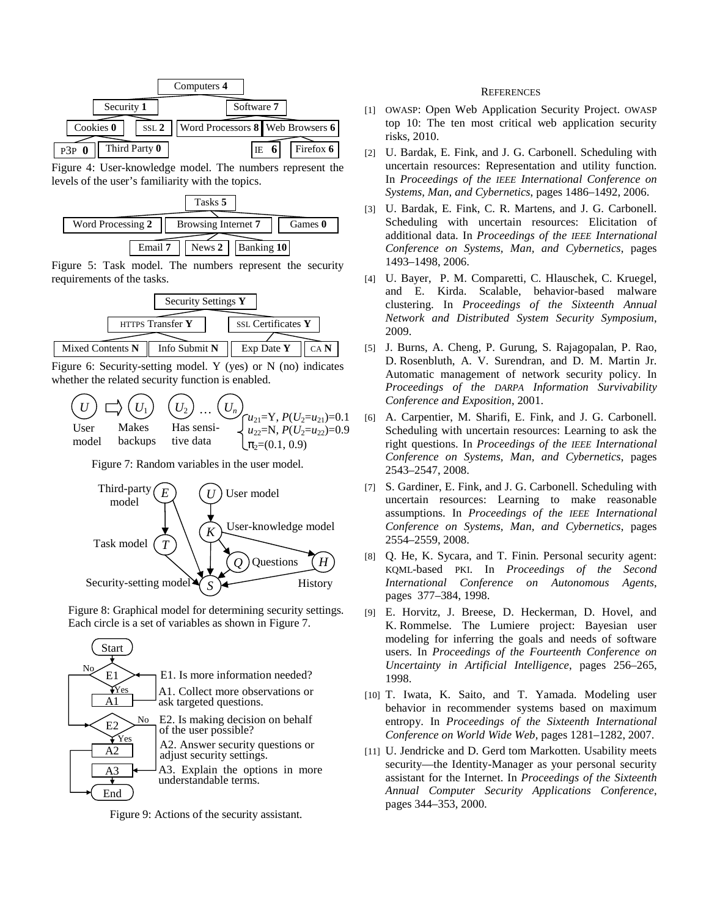Computers **4**

Security **1** | Software **7**

Cookies **0** | SSL **2** | Word Processors **8** | Web Browsers **6**

P3P **0** | Third Party **0** | IE **6** | Firefox **6**

Figure 4: User-knowledge model. The numbers represent the levels of the user's familiarity with the topics.

Tasks **5**

Word Processing **2** | Browsing Internet **7** | Games **0**

Email **7** | News **2** | Banking **10**

Figure 5: Task model. The numbers represent the security requirements of the tasks.

Security Settings **Y**

HTTPS Transfer **Y** | SSL Certificates **Y**

Mixed Contents **N** | Info Submit **N** | Exp Date **Y** | CA **N**

Figure 6: Security-setting model. Y (yes) or N (no) indicates whether the related security function is enabled.

$U$ User model ⇒ $U_1$ Makes backups, $U_2$ Has sensitive data … $U_n$

$u_{21}$=Y, $P(U_2=u_{21})=0.1$
$u_{22}$=N, $P(U_2=u_{22})=0.9$
$\pi_2=(0.1, 0.9)$

Figure 7: Random variables in the user model.

Third-party model $E$; User model $U$; User-knowledge model $K$; Task model $T$; Questions $Q$; History $H$; Security-setting model $S$

Figure 8: Graphical model for determining security settings. Each circle is a set of variables as shown in Figure 7.

Start → E1 (No / Yes) → A1 → E2 (No / Yes) → A2 → A3 → End

E1. Is more information needed?
A1. Collect more observations or ask targeted questions.
E2. Is making decision on behalf of the user possible?
A2. Answer security questions or adjust security settings.
A3. Explain the options in more understandable terms.

Figure 9: Actions of the security assistant.

## References

[1] OWASP: Open Web Application Security Project. OWASP top 10: The ten most critical web application security risks, 2010.

[2] U. Bardak, E. Fink, and J. G. Carbonell. Scheduling with uncertain resources: Representation and utility function. In *Proceedings of the IEEE International Conference on Systems, Man, and Cybernetics*, pages 1486–1492, 2006.

[3] U. Bardak, E. Fink, C. R. Martens, and J. G. Carbonell. Scheduling with uncertain resources: Elicitation of additional data. In *Proceedings of the IEEE International Conference on Systems, Man, and Cybernetics*, pages 1493–1498, 2006.

[4] U. Bayer, P. M. Comparetti, C. Hlauschek, C. Kruegel, and E. Kirda. Scalable, behavior-based malware clustering. In *Proceedings of the Sixteenth Annual Network and Distributed System Security Symposium*, 2009.

[5] J. Burns, A. Cheng, P. Gurung, S. Rajagopalan, P. Rao, D. Rosenbluth, A. V. Surendran, and D. M. Martin Jr. Automatic management of network security policy. In *Proceedings of the DARPA Information Survivability Conference and Exposition*, 2001.

[6] A. Carpentier, M. Sharifi, E. Fink, and J. G. Carbonell. Scheduling with uncertain resources: Learning to ask the right questions. In *Proceedings of the IEEE International Conference on Systems, Man, and Cybernetics*, pages 2543–2547, 2008.

[7] S. Gardiner, E. Fink, and J. G. Carbonell. Scheduling with uncertain resources: Learning to make reasonable assumptions. In *Proceedings of the IEEE International Conference on Systems, Man, and Cybernetics*, pages 2554–2559, 2008.

[8] Q. He, K. Sycara, and T. Finin. Personal security agent: KQML-based PKI. In *Proceedings of the Second International Conference on Autonomous Agents*, pages 377–384, 1998.

[9] E. Horvitz, J. Breese, D. Heckerman, D. Hovel, and K. Rommelse. The Lumiere project: Bayesian user modeling for inferring the goals and needs of software users. In *Proceedings of the Fourteenth Conference on Uncertainty in Artificial Intelligence*, pages 256–265, 1998.

[10] T. Iwata, K. Saito, and T. Yamada. Modeling user behavior in recommender systems based on maximum entropy. In *Proceedings of the Sixteenth International Conference on World Wide Web*, pages 1281–1282, 2007.

[11] U. Jendricke and D. Gerd tom Markotten. Usability meets security—the Identity-Manager as your personal security assistant for the Internet. In *Proceedings of the Sixteenth Annual Computer Security Applications Conference*, pages 344–353, 2000.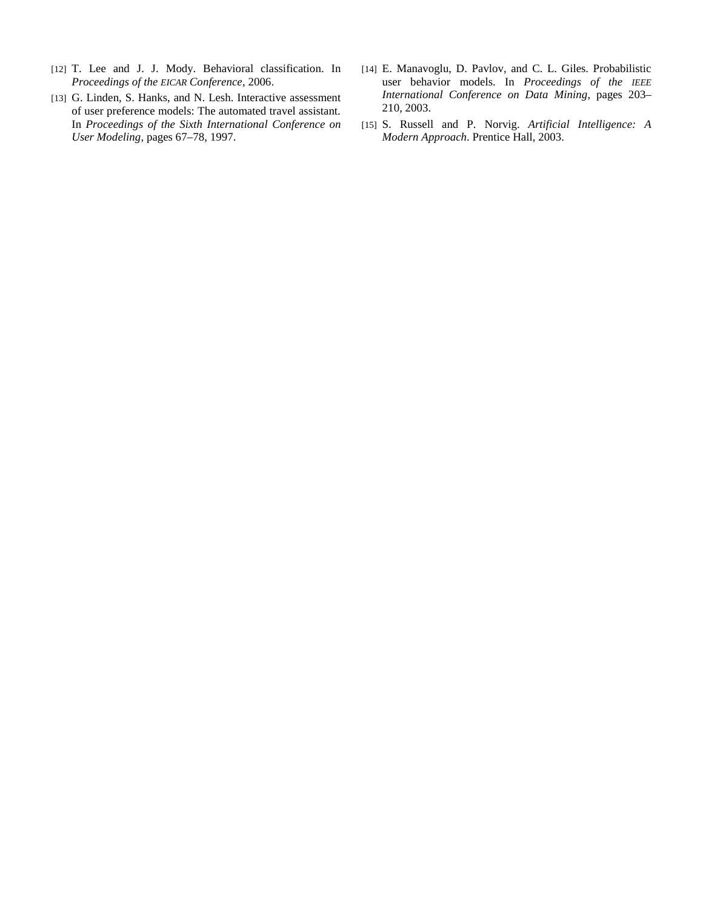[12] T. Lee and J. J. Mody. Behavioral classification. In *Proceedings of the EICAR Conference*, 2006.

[13] G. Linden, S. Hanks, and N. Lesh. Interactive assessment of user preference models: The automated travel assistant. In *Proceedings of the Sixth International Conference on User Modeling*, pages 67–78, 1997.

[14] E. Manavoglu, D. Pavlov, and C. L. Giles. Probabilistic user behavior models. In *Proceedings of the IEEE International Conference on Data Mining*, pages 203–210, 2003.

[15] S. Russell and P. Norvig. *Artificial Intelligence: A Modern Approach*. Prentice Hall, 2003.